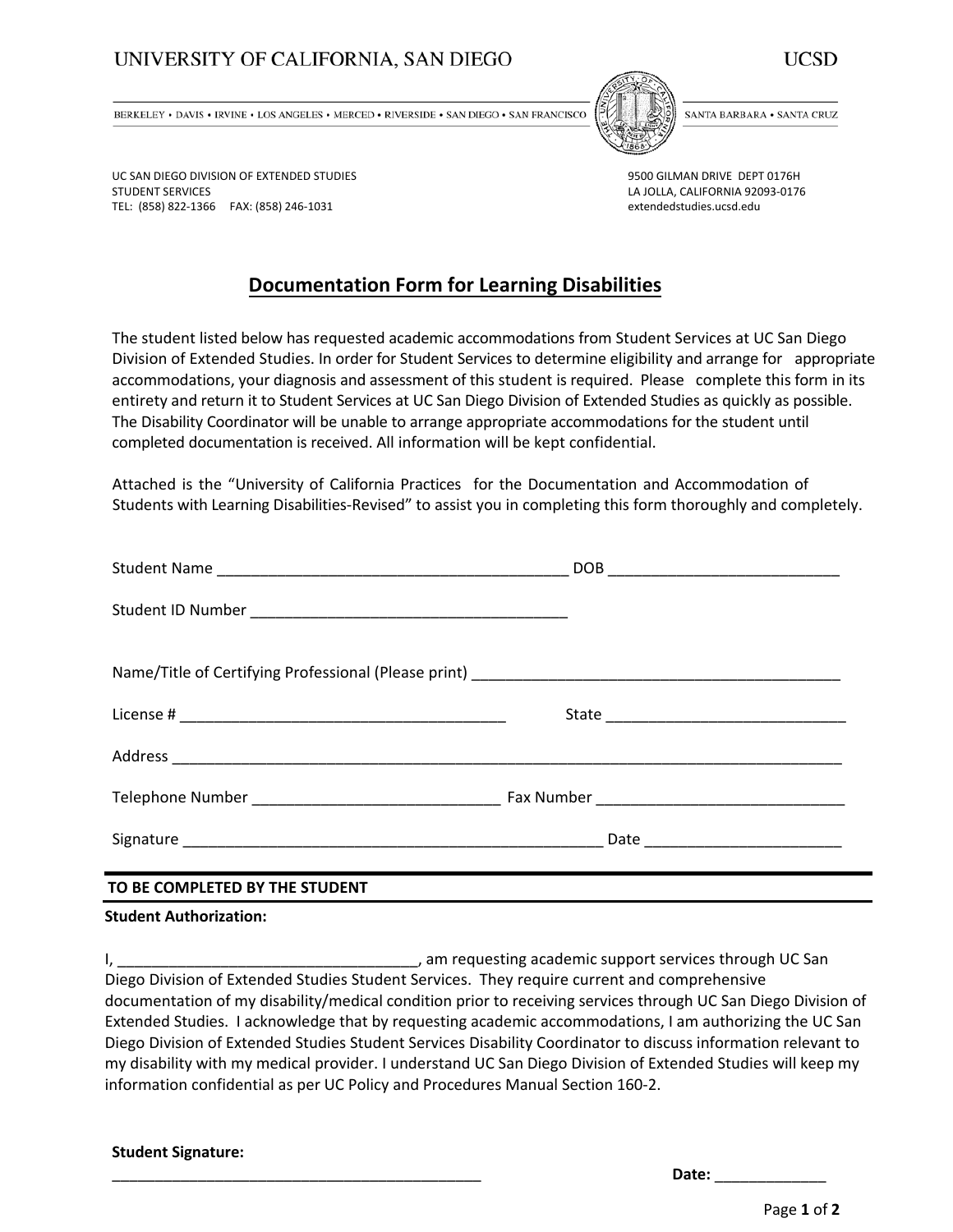UNIVERSITY OF CALIFORNIA, SAN DIEGO — UCSD

BERKELEY • DAVIS • IRVINE • LOS ANGELES • MERCED • RIVERSIDE • SAN DIEGO • SAN FRANCISCO — SANTA BARBARA • SANTA CRUZ

UC SAN DIEGO DIVISION OF EXTENDED STUDIES
STUDENT SERVICES
TEL: (858) 822-1366 FAX: (858) 246-1031

9500 GILMAN DRIVE DEPT 0176H
LA JOLLA, CALIFORNIA 92093-0176
extendedstudies.ucsd.edu

# Documentation Form for Learning Disabilities

The student listed below has requested academic accommodations from Student Services at UC San Diego Division of Extended Studies. In order for Student Services to determine eligibility and arrange for appropriate accommodations, your diagnosis and assessment of this student is required. Please complete this form in its entirety and return it to Student Services at UC San Diego Division of Extended Studies as quickly as possible. The Disability Coordinator will be unable to arrange appropriate accommodations for the student until completed documentation is received. All information will be kept confidential.

Attached is the "University of California Practices for the Documentation and Accommodation of Students with Learning Disabilities-Revised" to assist you in completing this form thoroughly and completely.

Student Name ___________________________________________ DOB ___________________________

Student ID Number ______________________________________

Name/Title of Certifying Professional (Please print) _____________________________________________

License # _______________________________________ State ____________________________

Address ___________________________________________________________________________________

Telephone Number _____________________________ Fax Number ______________________________

Signature ___________________________________________________ Date _______________________

**TO BE COMPLETED BY THE STUDENT**

**Student Authorization:**

I, ___________________________________, am requesting academic support services through UC San Diego Division of Extended Studies Student Services. They require current and comprehensive documentation of my disability/medical condition prior to receiving services through UC San Diego Division of Extended Studies. I acknowledge that by requesting academic accommodations, I am authorizing the UC San Diego Division of Extended Studies Student Services Disability Coordinator to discuss information relevant to my disability with my medical provider. I understand UC San Diego Division of Extended Studies will keep my information confidential as per UC Policy and Procedures Manual Section 160-2.

**Student Signature:**

_____________________________________________ **Date:** _____________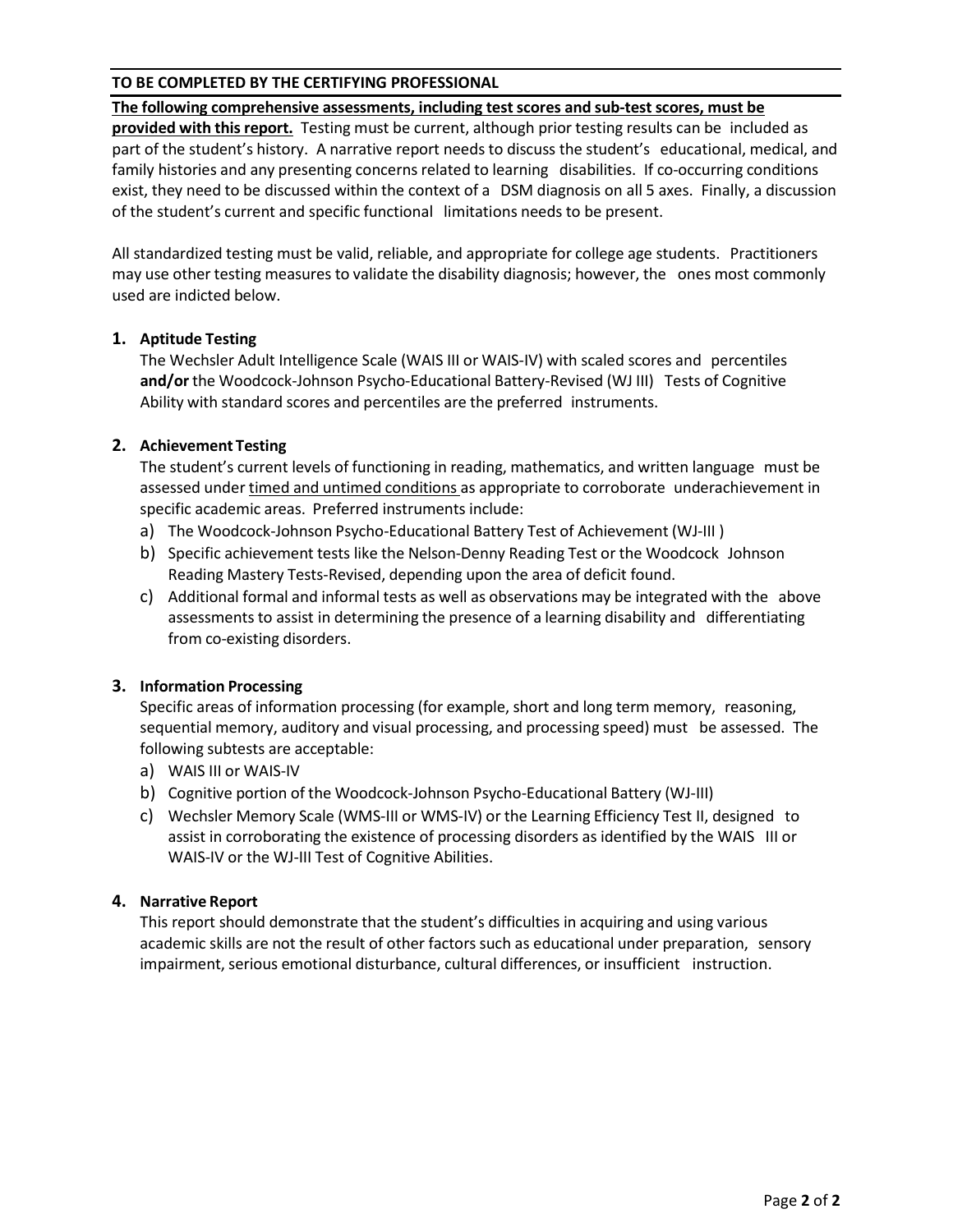**TO BE COMPLETED BY THE CERTIFYING PROFESSIONAL**

**The following comprehensive assessments, including test scores and sub-test scores, must be provided with this report.** Testing must be current, although prior testing results can be included as part of the student's history. A narrative report needs to discuss the student's educational, medical, and family histories and any presenting concerns related to learning disabilities. If co-occurring conditions exist, they need to be discussed within the context of a DSM diagnosis on all 5 axes. Finally, a discussion of the student's current and specific functional limitations needs to be present.

All standardized testing must be valid, reliable, and appropriate for college age students. Practitioners may use other testing measures to validate the disability diagnosis; however, the ones most commonly used are indicted below.

1. **Aptitude Testing**
   The Wechsler Adult Intelligence Scale (WAIS III or WAIS-IV) with scaled scores and percentiles **and/or** the Woodcock-Johnson Psycho-Educational Battery-Revised (WJ III) Tests of Cognitive Ability with standard scores and percentiles are the preferred instruments.

2. **Achievement Testing**
   The student's current levels of functioning in reading, mathematics, and written language must be assessed under timed and untimed conditions as appropriate to corroborate underachievement in specific academic areas. Preferred instruments include:
   a) The Woodcock-Johnson Psycho-Educational Battery Test of Achievement (WJ-III )
   b) Specific achievement tests like the Nelson-Denny Reading Test or the Woodcock Johnson Reading Mastery Tests-Revised, depending upon the area of deficit found.
   c) Additional formal and informal tests as well as observations may be integrated with the above assessments to assist in determining the presence of a learning disability and differentiating from co-existing disorders.

3. **Information Processing**
   Specific areas of information processing (for example, short and long term memory, reasoning, sequential memory, auditory and visual processing, and processing speed) must be assessed. The following subtests are acceptable:
   a) WAIS III or WAIS-IV
   b) Cognitive portion of the Woodcock-Johnson Psycho-Educational Battery (WJ-III)
   c) Wechsler Memory Scale (WMS-III or WMS-IV) or the Learning Efficiency Test II, designed to assist in corroborating the existence of processing disorders as identified by the WAIS III or WAIS-IV or the WJ-III Test of Cognitive Abilities.

4. **Narrative Report**
   This report should demonstrate that the student's difficulties in acquiring and using various academic skills are not the result of other factors such as educational under preparation, sensory impairment, serious emotional disturbance, cultural differences, or insufficient instruction.